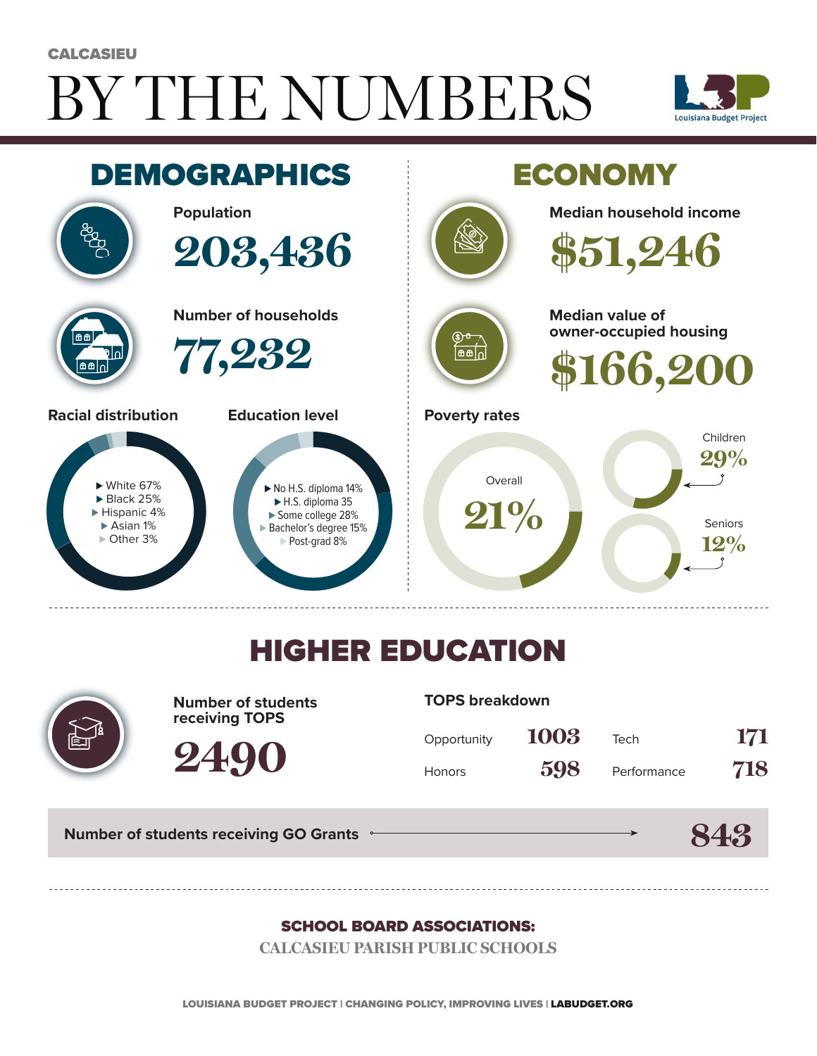CALCASIEU

# BY THE NUMBERS

Louisiana Budget Project

## DEMOGRAPHICS

**Population**

203,436

**Number of households**

77,232

**Racial distribution**

- White 67%
- Black 25%
- Hispanic 4%
- Asian 1%
- Other 3%

**Education level**

- No H.S. diploma 14%
- H.S. diploma 35
- Some college 28%
- Bachelor's degree 15%
- Post-grad 8%

## ECONOMY

**Median household income**

$51,246

**Median value of owner-occupied housing**

$166,200

**Poverty rates**

- Overall 21%
- Children 29%
- Seniors 12%

## HIGHER EDUCATION

**Number of students receiving TOPS**

2490

**TOPS breakdown**

| | | | |
|---|---|---|---|
| Opportunity | 1003 | Tech | 171 |
| Honors | 598 | Performance | 718 |

**Number of students receiving GO Grants** → 843

**SCHOOL BOARD ASSOCIATIONS:**

CALCASIEU PARISH PUBLIC SCHOOLS

LOUISIANA BUDGET PROJECT | CHANGING POLICY, IMPROVING LIVES | LABUDGET.ORG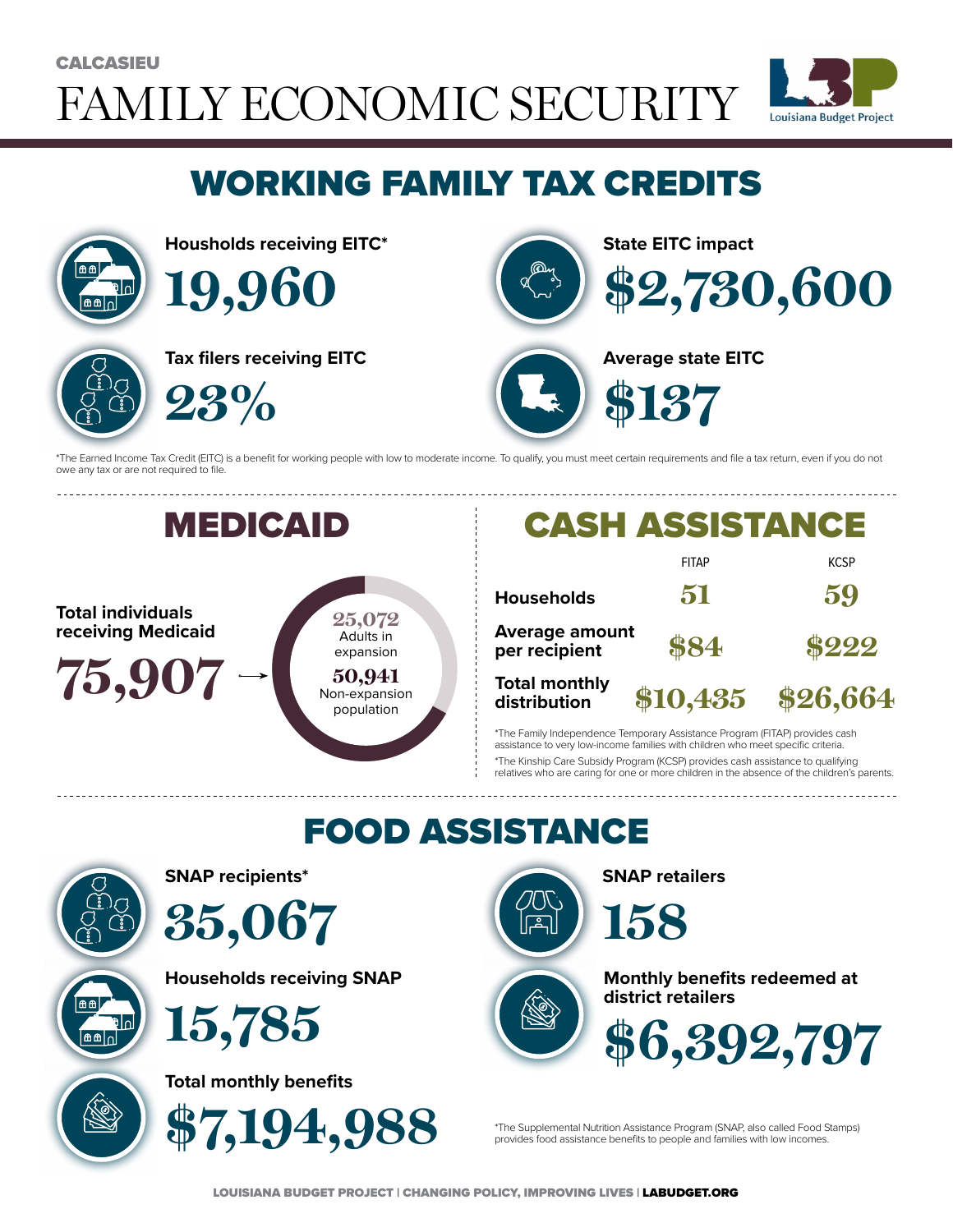CALCASIEU

# FAMILY ECONOMIC SECURITY

Louisiana Budget Project

## WORKING FAMILY TAX CREDITS

**Households receiving EITC***

**19,960**

**State EITC impact**

**$2,730,600**

**Tax filers receiving EITC**

**23%**

**Average state EITC**

**$137**

*The Earned Income Tax Credit (EITC) is a benefit for working people with low to moderate income. To qualify, you must meet certain requirements and file a tax return, even if you do not owe any tax or are not required to file.

## MEDICAID

**Total individuals receiving Medicaid**

**75,907**

**25,072** Adults in expansion

**50,941** Non-expansion population

## CASH ASSISTANCE

| | FITAP | KCSP |
|---|---|---|
| **Households** | 51 | 59 |
| **Average amount per recipient** | $84 | $222 |
| **Total monthly distribution** | $10,435 | $26,664 |

*The Family Independence Temporary Assistance Program (FITAP) provides cash assistance to very low-income families with children who meet specific criteria.

*The Kinship Care Subsidy Program (KCSP) provides cash assistance to qualifying relatives who are caring for one or more children in the absence of the children's parents.

## FOOD ASSISTANCE

**SNAP recipients***

**35,067**

**Households receiving SNAP**

**15,785**

**Total monthly benefits**

**$7,194,988**

**SNAP retailers**

**158**

**Monthly benefits redeemed at district retailers**

**$6,392,797**

*The Supplemental Nutrition Assistance Program (SNAP, also called Food Stamps) provides food assistance benefits to people and families with low incomes.

LOUISIANA BUDGET PROJECT | CHANGING POLICY, IMPROVING LIVES | LABUDGET.ORG